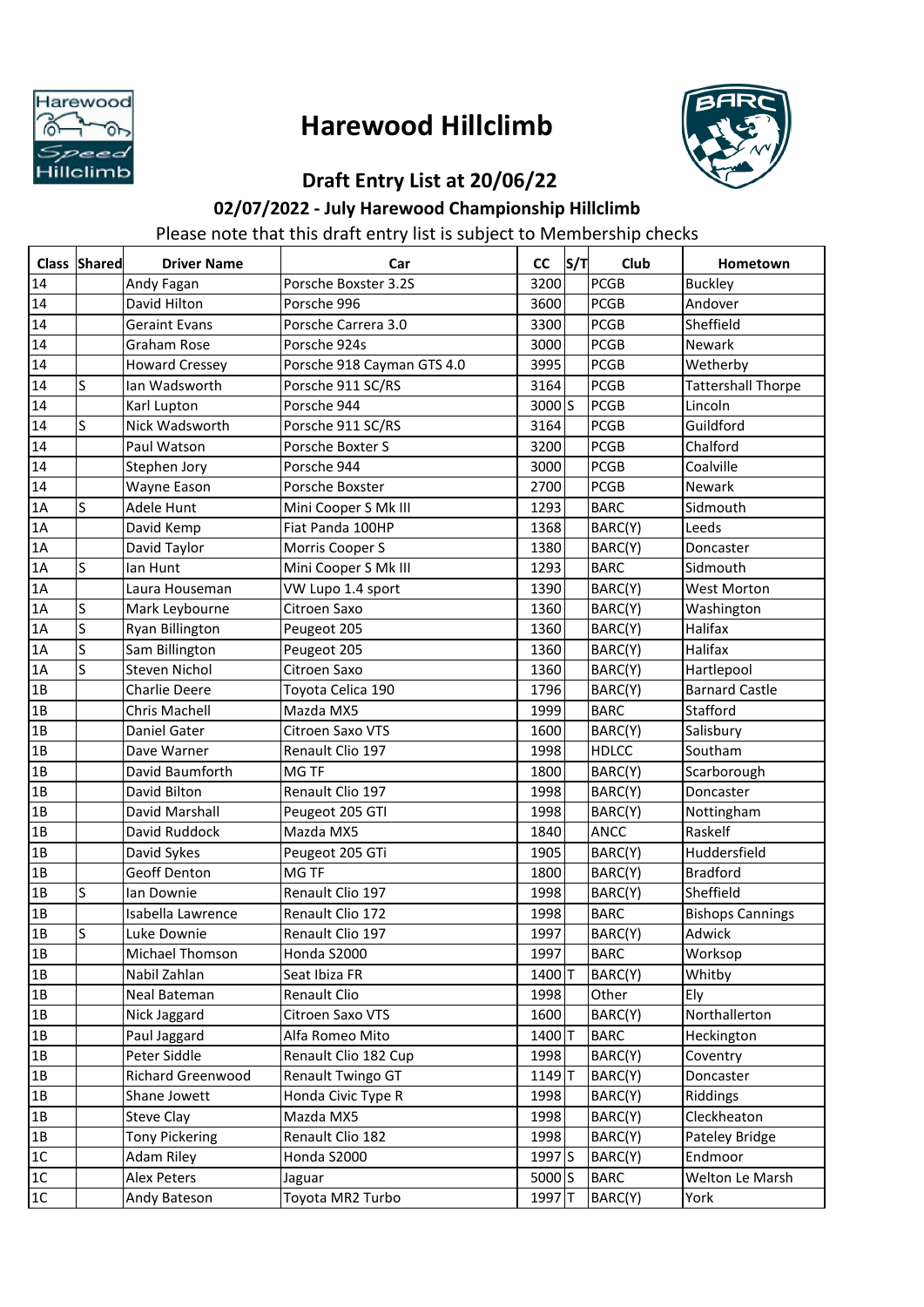# Harewood Hillclimb

## Draft Entry List at 20/06/22

### 02/07/2022 - July Harewood Championship Hillclimb

Please note that this draft entry list is subject to Membership checks

| Class | Shared | Driver Name | Car | CC | S/T | Club | Hometown |
|---|---|---|---|---|---|---|---|
| 14 | | Andy Fagan | Porsche Boxster 3.2S | 3200 | | PCGB | Buckley |
| 14 | | David Hilton | Porsche 996 | 3600 | | PCGB | Andover |
| 14 | | Geraint Evans | Porsche Carrera 3.0 | 3300 | | PCGB | Sheffield |
| 14 | | Graham Rose | Porsche 924s | 3000 | | PCGB | Newark |
| 14 | | Howard Cressey | Porsche 918 Cayman GTS 4.0 | 3995 | | PCGB | Wetherby |
| 14 | S | Ian Wadsworth | Porsche 911 SC/RS | 3164 | | PCGB | Tattershall Thorpe |
| 14 | | Karl Lupton | Porsche 944 | 3000 | S | PCGB | Lincoln |
| 14 | S | Nick Wadsworth | Porsche 911 SC/RS | 3164 | | PCGB | Guildford |
| 14 | | Paul Watson | Porsche Boxter S | 3200 | | PCGB | Chalford |
| 14 | | Stephen Jory | Porsche 944 | 3000 | | PCGB | Coalville |
| 14 | | Wayne Eason | Porsche Boxster | 2700 | | PCGB | Newark |
| 1A | S | Adele Hunt | Mini Cooper S Mk III | 1293 | | BARC | Sidmouth |
| 1A | | David Kemp | Fiat Panda 100HP | 1368 | | BARC(Y) | Leeds |
| 1A | | David Taylor | Morris Cooper S | 1380 | | BARC(Y) | Doncaster |
| 1A | S | Ian Hunt | Mini Cooper S Mk III | 1293 | | BARC | Sidmouth |
| 1A | | Laura Houseman | VW Lupo 1.4 sport | 1390 | | BARC(Y) | West Morton |
| 1A | S | Mark Leybourne | Citroen Saxo | 1360 | | BARC(Y) | Washington |
| 1A | S | Ryan Billington | Peugeot 205 | 1360 | | BARC(Y) | Halifax |
| 1A | S | Sam Billington | Peugeot 205 | 1360 | | BARC(Y) | Halifax |
| 1A | S | Steven Nichol | Citroen Saxo | 1360 | | BARC(Y) | Hartlepool |
| 1B | | Charlie Deere | Toyota Celica 190 | 1796 | | BARC(Y) | Barnard Castle |
| 1B | | Chris Machell | Mazda MX5 | 1999 | | BARC | Stafford |
| 1B | | Daniel Gater | Citroen Saxo VTS | 1600 | | BARC(Y) | Salisbury |
| 1B | | Dave Warner | Renault Clio 197 | 1998 | | HDLCC | Southam |
| 1B | | David Baumforth | MG TF | 1800 | | BARC(Y) | Scarborough |
| 1B | | David Bilton | Renault Clio 197 | 1998 | | BARC(Y) | Doncaster |
| 1B | | David Marshall | Peugeot 205 GTI | 1998 | | BARC(Y) | Nottingham |
| 1B | | David Ruddock | Mazda MX5 | 1840 | | ANCC | Raskelf |
| 1B | | David Sykes | Peugeot 205 GTi | 1905 | | BARC(Y) | Huddersfield |
| 1B | | Geoff Denton | MG TF | 1800 | | BARC(Y) | Bradford |
| 1B | S | Ian Downie | Renault Clio 197 | 1998 | | BARC(Y) | Sheffield |
| 1B | | Isabella Lawrence | Renault Clio 172 | 1998 | | BARC | Bishops Cannings |
| 1B | S | Luke Downie | Renault Clio 197 | 1997 | | BARC(Y) | Adwick |
| 1B | | Michael Thomson | Honda S2000 | 1997 | | BARC | Worksop |
| 1B | | Nabil Zahlan | Seat Ibiza FR | 1400 | T | BARC(Y) | Whitby |
| 1B | | Neal Bateman | Renault Clio | 1998 | | Other | Ely |
| 1B | | Nick Jaggard | Citroen Saxo VTS | 1600 | | BARC(Y) | Northallerton |
| 1B | | Paul Jaggard | Alfa Romeo Mito | 1400 | T | BARC | Heckington |
| 1B | | Peter Siddle | Renault Clio 182 Cup | 1998 | | BARC(Y) | Coventry |
| 1B | | Richard Greenwood | Renault Twingo GT | 1149 | T | BARC(Y) | Doncaster |
| 1B | | Shane Jowett | Honda Civic Type R | 1998 | | BARC(Y) | Riddings |
| 1B | | Steve Clay | Mazda MX5 | 1998 | | BARC(Y) | Cleckheaton |
| 1B | | Tony Pickering | Renault Clio 182 | 1998 | | BARC(Y) | Pateley Bridge |
| 1C | | Adam Riley | Honda S2000 | 1997 | S | BARC(Y) | Endmoor |
| 1C | | Alex Peters | Jaguar | 5000 | S | BARC | Welton Le Marsh |
| 1C | | Andy Bateson | Toyota MR2 Turbo | 1997 | T | BARC(Y) | York |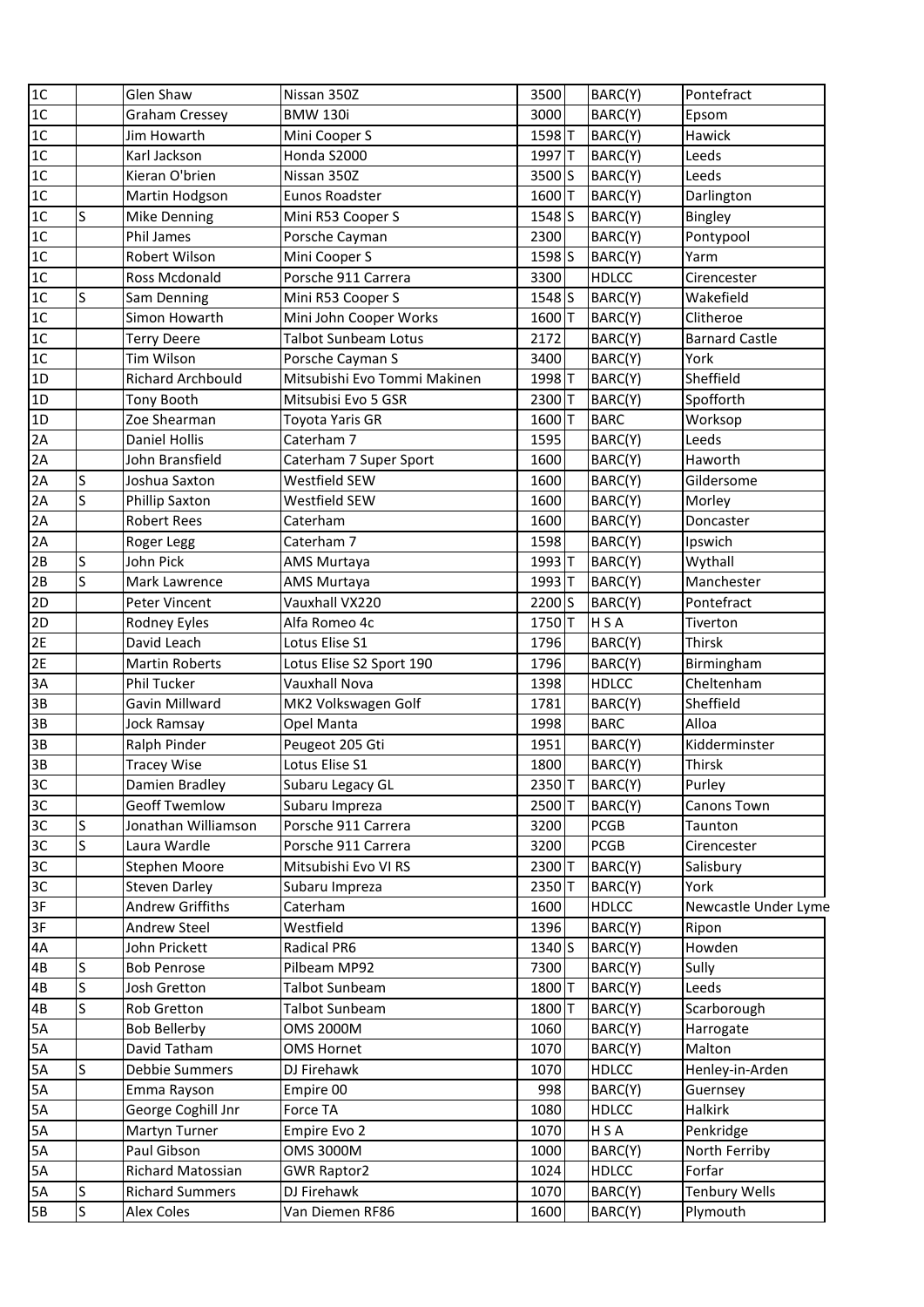| | | | | | | | |
|---|---|---|---|---|---|---|---|
| 1C | | Glen Shaw | Nissan 350Z | 3500 | | BARC(Y) | Pontefract |
| 1C | | Graham Cressey | BMW 130i | 3000 | | BARC(Y) | Epsom |
| 1C | | Jim Howarth | Mini Cooper S | 1598 | T | BARC(Y) | Hawick |
| 1C | | Karl Jackson | Honda S2000 | 1997 | T | BARC(Y) | Leeds |
| 1C | | Kieran O'brien | Nissan 350Z | 3500 | S | BARC(Y) | Leeds |
| 1C | | Martin Hodgson | Eunos Roadster | 1600 | T | BARC(Y) | Darlington |
| 1C | S | Mike Denning | Mini R53 Cooper S | 1548 | S | BARC(Y) | Bingley |
| 1C | | Phil James | Porsche Cayman | 2300 | | BARC(Y) | Pontypool |
| 1C | | Robert Wilson | Mini Cooper S | 1598 | S | BARC(Y) | Yarm |
| 1C | | Ross Mcdonald | Porsche 911 Carrera | 3300 | | HDLCC | Cirencester |
| 1C | S | Sam Denning | Mini R53 Cooper S | 1548 | S | BARC(Y) | Wakefield |
| 1C | | Simon Howarth | Mini John Cooper Works | 1600 | T | BARC(Y) | Clitheroe |
| 1C | | Terry Deere | Talbot Sunbeam Lotus | 2172 | | BARC(Y) | Barnard Castle |
| 1C | | Tim Wilson | Porsche Cayman S | 3400 | | BARC(Y) | York |
| 1D | | Richard Archbould | Mitsubishi Evo Tommi Makinen | 1998 | T | BARC(Y) | Sheffield |
| 1D | | Tony Booth | Mitsubisi Evo 5 GSR | 2300 | T | BARC(Y) | Spofforth |
| 1D | | Zoe Shearman | Toyota Yaris GR | 1600 | T | BARC | Worksop |
| 2A | | Daniel Hollis | Caterham 7 | 1595 | | BARC(Y) | Leeds |
| 2A | | John Bransfield | Caterham 7 Super Sport | 1600 | | BARC(Y) | Haworth |
| 2A | S | Joshua Saxton | Westfield SEW | 1600 | | BARC(Y) | Gildersome |
| 2A | S | Phillip Saxton | Westfield SEW | 1600 | | BARC(Y) | Morley |
| 2A | | Robert Rees | Caterham | 1600 | | BARC(Y) | Doncaster |
| 2A | | Roger Legg | Caterham 7 | 1598 | | BARC(Y) | Ipswich |
| 2B | S | John Pick | AMS Murtaya | 1993 | T | BARC(Y) | Wythall |
| 2B | S | Mark Lawrence | AMS Murtaya | 1993 | T | BARC(Y) | Manchester |
| 2D | | Peter Vincent | Vauxhall VX220 | 2200 | S | BARC(Y) | Pontefract |
| 2D | | Rodney Eyles | Alfa Romeo 4c | 1750 | T | H S A | Tiverton |
| 2E | | David Leach | Lotus Elise S1 | 1796 | | BARC(Y) | Thirsk |
| 2E | | Martin Roberts | Lotus Elise S2 Sport 190 | 1796 | | BARC(Y) | Birmingham |
| 3A | | Phil Tucker | Vauxhall Nova | 1398 | | HDLCC | Cheltenham |
| 3B | | Gavin Millward | MK2 Volkswagen Golf | 1781 | | BARC(Y) | Sheffield |
| 3B | | Jock Ramsay | Opel Manta | 1998 | | BARC | Alloa |
| 3B | | Ralph Pinder | Peugeot 205 Gti | 1951 | | BARC(Y) | Kidderminster |
| 3B | | Tracey Wise | Lotus Elise S1 | 1800 | | BARC(Y) | Thirsk |
| 3C | | Damien Bradley | Subaru Legacy GL | 2350 | T | BARC(Y) | Purley |
| 3C | | Geoff Twemlow | Subaru Impreza | 2500 | T | BARC(Y) | Canons Town |
| 3C | S | Jonathan Williamson | Porsche 911 Carrera | 3200 | | PCGB | Taunton |
| 3C | S | Laura Wardle | Porsche 911 Carrera | 3200 | | PCGB | Cirencester |
| 3C | | Stephen Moore | Mitsubishi Evo VI RS | 2300 | T | BARC(Y) | Salisbury |
| 3C | | Steven Darley | Subaru Impreza | 2350 | T | BARC(Y) | York |
| 3F | | Andrew Griffiths | Caterham | 1600 | | HDLCC | Newcastle Under Lyme |
| 3F | | Andrew Steel | Westfield | 1396 | | BARC(Y) | Ripon |
| 4A | | John Prickett | Radical PR6 | 1340 | S | BARC(Y) | Howden |
| 4B | S | Bob Penrose | Pilbeam MP92 | 7300 | | BARC(Y) | Sully |
| 4B | S | Josh Gretton | Talbot Sunbeam | 1800 | T | BARC(Y) | Leeds |
| 4B | S | Rob Gretton | Talbot Sunbeam | 1800 | T | BARC(Y) | Scarborough |
| 5A | | Bob Bellerby | OMS 2000M | 1060 | | BARC(Y) | Harrogate |
| 5A | | David Tatham | OMS Hornet | 1070 | | BARC(Y) | Malton |
| 5A | S | Debbie Summers | DJ Firehawk | 1070 | | HDLCC | Henley-in-Arden |
| 5A | | Emma Rayson | Empire 00 | 998 | | BARC(Y) | Guernsey |
| 5A | | George Coghill Jnr | Force TA | 1080 | | HDLCC | Halkirk |
| 5A | | Martyn Turner | Empire Evo 2 | 1070 | | H S A | Penkridge |
| 5A | | Paul Gibson | OMS 3000M | 1000 | | BARC(Y) | North Ferriby |
| 5A | | Richard Matossian | GWR Raptor2 | 1024 | | HDLCC | Forfar |
| 5A | S | Richard Summers | DJ Firehawk | 1070 | | BARC(Y) | Tenbury Wells |
| 5B | S | Alex Coles | Van Diemen RF86 | 1600 | | BARC(Y) | Plymouth |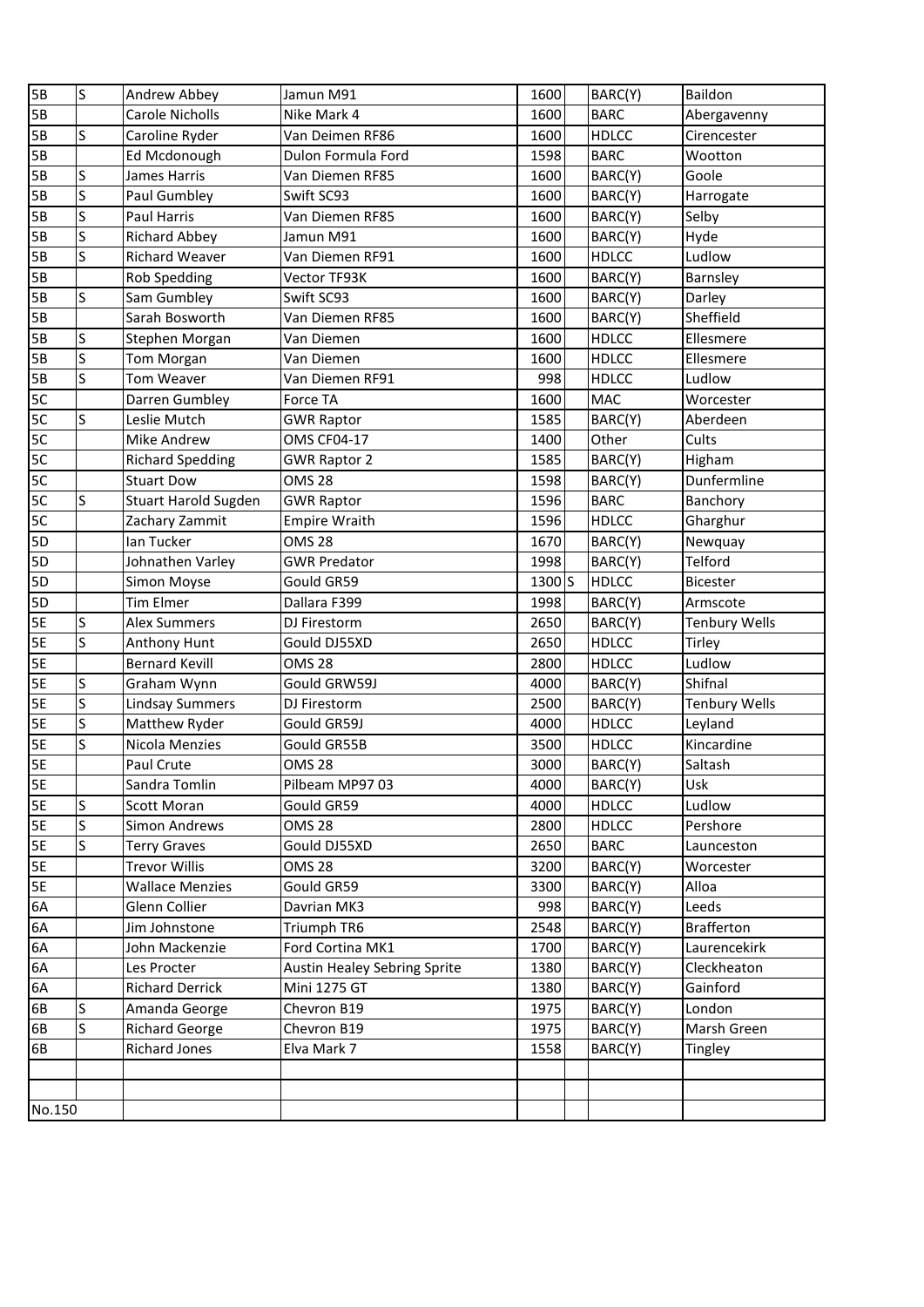| | | | | | | | |
|---|---|---|---|---|---|---|---|
| 5B | S | Andrew Abbey | Jamun M91 | 1600 | | BARC(Y) | Baildon |
| 5B | | Carole Nicholls | Nike Mark 4 | 1600 | | BARC | Abergavenny |
| 5B | S | Caroline Ryder | Van Deimen RF86 | 1600 | | HDLCC | Cirencester |
| 5B | | Ed Mcdonough | Dulon Formula Ford | 1598 | | BARC | Wootton |
| 5B | S | James Harris | Van Diemen RF85 | 1600 | | BARC(Y) | Goole |
| 5B | S | Paul Gumbley | Swift SC93 | 1600 | | BARC(Y) | Harrogate |
| 5B | S | Paul Harris | Van Diemen RF85 | 1600 | | BARC(Y) | Selby |
| 5B | S | Richard Abbey | Jamun M91 | 1600 | | BARC(Y) | Hyde |
| 5B | S | Richard Weaver | Van Diemen RF91 | 1600 | | HDLCC | Ludlow |
| 5B | | Rob Spedding | Vector TF93K | 1600 | | BARC(Y) | Barnsley |
| 5B | S | Sam Gumbley | Swift SC93 | 1600 | | BARC(Y) | Darley |
| 5B | | Sarah Bosworth | Van Diemen RF85 | 1600 | | BARC(Y) | Sheffield |
| 5B | S | Stephen Morgan | Van Diemen | 1600 | | HDLCC | Ellesmere |
| 5B | S | Tom Morgan | Van Diemen | 1600 | | HDLCC | Ellesmere |
| 5B | S | Tom Weaver | Van Diemen RF91 | 998 | | HDLCC | Ludlow |
| 5C | | Darren Gumbley | Force TA | 1600 | | MAC | Worcester |
| 5C | S | Leslie Mutch | GWR Raptor | 1585 | | BARC(Y) | Aberdeen |
| 5C | | Mike Andrew | OMS CF04-17 | 1400 | | Other | Cults |
| 5C | | Richard Spedding | GWR Raptor 2 | 1585 | | BARC(Y) | Higham |
| 5C | | Stuart Dow | OMS 28 | 1598 | | BARC(Y) | Dunfermline |
| 5C | S | Stuart Harold Sugden | GWR Raptor | 1596 | | BARC | Banchory |
| 5C | | Zachary Zammit | Empire Wraith | 1596 | | HDLCC | Gharghur |
| 5D | | Ian Tucker | OMS 28 | 1670 | | BARC(Y) | Newquay |
| 5D | | Johnathen Varley | GWR Predator | 1998 | | BARC(Y) | Telford |
| 5D | | Simon Moyse | Gould GR59 | 1300 | S | HDLCC | Bicester |
| 5D | | Tim Elmer | Dallara F399 | 1998 | | BARC(Y) | Armscote |
| 5E | S | Alex Summers | DJ Firestorm | 2650 | | BARC(Y) | Tenbury Wells |
| 5E | S | Anthony Hunt | Gould DJ55XD | 2650 | | HDLCC | Tirley |
| 5E | | Bernard Kevill | OMS 28 | 2800 | | HDLCC | Ludlow |
| 5E | S | Graham Wynn | Gould GRW59J | 4000 | | BARC(Y) | Shifnal |
| 5E | S | Lindsay Summers | DJ Firestorm | 2500 | | BARC(Y) | Tenbury Wells |
| 5E | S | Matthew Ryder | Gould GR59J | 4000 | | HDLCC | Leyland |
| 5E | S | Nicola Menzies | Gould GR55B | 3500 | | HDLCC | Kincardine |
| 5E | | Paul Crute | OMS 28 | 3000 | | BARC(Y) | Saltash |
| 5E | | Sandra Tomlin | Pilbeam MP97 03 | 4000 | | BARC(Y) | Usk |
| 5E | S | Scott Moran | Gould GR59 | 4000 | | HDLCC | Ludlow |
| 5E | S | Simon Andrews | OMS 28 | 2800 | | HDLCC | Pershore |
| 5E | S | Terry Graves | Gould DJ55XD | 2650 | | BARC | Launceston |
| 5E | | Trevor Willis | OMS 28 | 3200 | | BARC(Y) | Worcester |
| 5E | | Wallace Menzies | Gould GR59 | 3300 | | BARC(Y) | Alloa |
| 6A | | Glenn Collier | Davrian MK3 | 998 | | BARC(Y) | Leeds |
| 6A | | Jim Johnstone | Triumph TR6 | 2548 | | BARC(Y) | Brafferton |
| 6A | | John Mackenzie | Ford Cortina MK1 | 1700 | | BARC(Y) | Laurencekirk |
| 6A | | Les Procter | Austin Healey Sebring Sprite | 1380 | | BARC(Y) | Cleckheaton |
| 6A | | Richard Derrick | Mini 1275 GT | 1380 | | BARC(Y) | Gainford |
| 6B | S | Amanda George | Chevron B19 | 1975 | | BARC(Y) | London |
| 6B | S | Richard George | Chevron B19 | 1975 | | BARC(Y) | Marsh Green |
| 6B | | Richard Jones | Elva Mark 7 | 1558 | | BARC(Y) | Tingley |
| | | | | | | | |
| | | | | | | | |
| No.150 | | | | | | | |